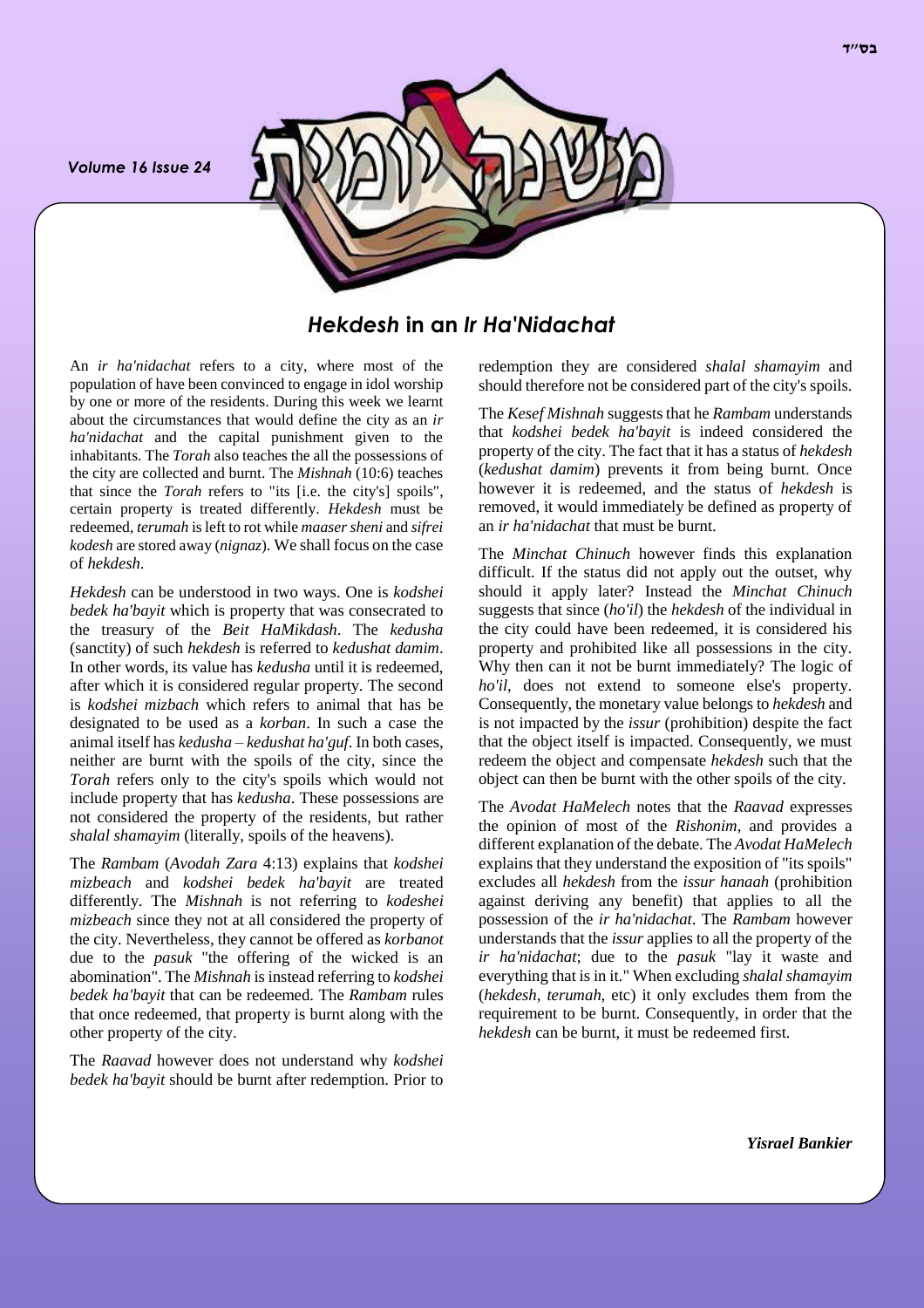בס"ד

# *Hekdesh* in an *Ir Ha'Nidachat*

An *ir ha'nidachat* refers to a city, where most of the population of have been convinced to engage in idol worship by one or more of the residents. During this week we learnt about the circumstances that would define the city as an *ir ha'nidachat* and the capital punishment given to the inhabitants. The *Torah* also teaches the all the possessions of the city are collected and burnt. The *Mishnah* (10:6) teaches that since the *Torah* refers to "its [i.e. the city's] spoils", certain property is treated differently. *Hekdesh* must be redeemed, *terumah* is left to rot while *maaser sheni* and *sifrei kodesh* are stored away (*nignaz*). We shall focus on the case of *hekdesh*.

*Hekdesh* can be understood in two ways. One is *kodshei bedek ha'bayit* which is property that was consecrated to the treasury of the *Beit HaMikdash*. The *kedusha* (sanctity) of such *hekdesh* is referred to *kedushat damim*. In other words, its value has *kedusha* until it is redeemed, after which it is considered regular property. The second is *kodshei mizbach* which refers to animal that has be designated to be used as a *korban*. In such a case the animal itself has *kedusha* – *kedushat ha'guf*. In both cases, neither are burnt with the spoils of the city, since the *Torah* refers only to the city's spoils which would not include property that has *kedusha*. These possessions are not considered the property of the residents, but rather *shalal shamayim* (literally, spoils of the heavens).

The *Rambam* (*Avodah Zara* 4:13) explains that *kodshei mizbeach* and *kodshei bedek ha'bayit* are treated differently. The *Mishnah* is not referring to *kodeshei mizbeach* since they not at all considered the property of the city. Nevertheless, they cannot be offered as *korbanot* due to the *pasuk* "the offering of the wicked is an abomination". The *Mishnah* is instead referring to *kodshei bedek ha'bayit* that can be redeemed. The *Rambam* rules that once redeemed, that property is burnt along with the other property of the city.

The *Raavad* however does not understand why *kodshei bedek ha'bayit* should be burnt after redemption. Prior to redemption they are considered *shalal shamayim* and should therefore not be considered part of the city's spoils.

The *Kesef Mishnah* suggests that he *Rambam* understands that *kodshei bedek ha'bayit* is indeed considered the property of the city. The fact that it has a status of *hekdesh* (*kedushat damim*) prevents it from being burnt. Once however it is redeemed, and the status of *hekdesh* is removed, it would immediately be defined as property of an *ir ha'nidachat* that must be burnt.

The *Minchat Chinuch* however finds this explanation difficult. If the status did not apply out the outset, why should it apply later? Instead the *Minchat Chinuch* suggests that since (*ho'il*) the *hekdesh* of the individual in the city could have been redeemed, it is considered his property and prohibited like all possessions in the city. Why then can it not be burnt immediately? The logic of *ho'il*, does not extend to someone else's property. Consequently, the monetary value belongs to *hekdesh* and is not impacted by the *issur* (prohibition) despite the fact that the object itself is impacted. Consequently, we must redeem the object and compensate *hekdesh* such that the object can then be burnt with the other spoils of the city.

The *Avodat HaMelech* notes that the *Raavad* expresses the opinion of most of the *Rishonim*, and provides a different explanation of the debate. The *Avodat HaMelech* explains that they understand the exposition of "its spoils" excludes all *hekdesh* from the *issur hanaah* (prohibition against deriving any benefit) that applies to all the possession of the *ir ha'nidachat*. The *Rambam* however understands that the *issur* applies to all the property of the *ir ha'nidachat*; due to the *pasuk* "lay it waste and everything that is in it." When excluding *shalal shamayim* (*hekdesh*, *terumah*, etc) it only excludes them from the requirement to be burnt. Consequently, in order that the *hekdesh* can be burnt, it must be redeemed first.

***Yisrael Bankier***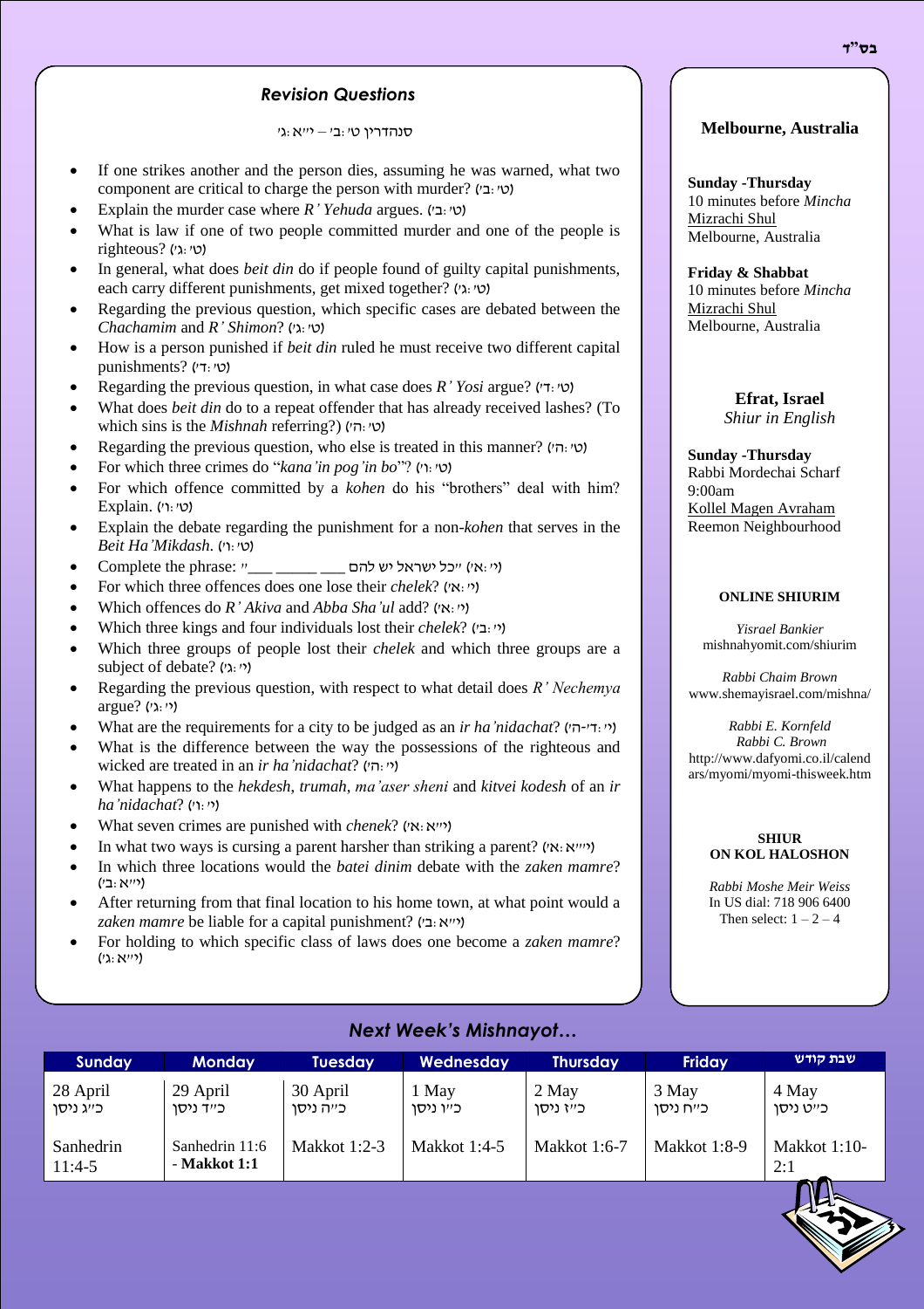בס"ד

## *Revision Questions*

סנהדרין ט':ב' – י"א:ג'

- If one strikes another and the person dies, assuming he was warned, what two component are critical to charge the person with murder? (ט':ב')
- Explain the murder case where *R' Yehuda* argues. (ט':ב')
- What is law if one of two people committed murder and one of the people is righteous? (ט':ג')
- In general, what does *beit din* do if people found of guilty capital punishments, each carry different punishments, get mixed together? (ט':ג')
- Regarding the previous question, which specific cases are debated between the *Chachamim* and *R' Shimon*? (ט':ג')
- How is a person punished if *beit din* ruled he must receive two different capital punishments? (ט':ד')
- Regarding the previous question, in what case does *R' Yosi* argue? (ט':ד')
- What does *beit din* do to a repeat offender that has already received lashes? (To which sins is the *Mishnah* referring?) (ט':ה')
- Regarding the previous question, who else is treated in this manner? (ט':ה')
- For which three crimes do "*kana'in pog'in bo*"? (ט':ו')
- For which offence committed by a *kohen* do his "brothers" deal with him? Explain. (ט':ו')
- Explain the debate regarding the punishment for a non-*kohen* that serves in the *Beit Ha'Mikdash*. (ט':ו')
- Complete the phrase: "כל ישראל יש להם ___ _____ ___" (י':א')
- For which three offences does one lose their *chelek*? (י':א')
- Which offences do *R' Akiva* and *Abba Sha'ul* add? (י':א')
- Which three kings and four individuals lost their *chelek*? (י':ב')
- Which three groups of people lost their *chelek* and which three groups are a subject of debate? (י':ג')
- Regarding the previous question, with respect to what detail does *R' Nechemya* argue? (י':ג')
- What are the requirements for a city to be judged as an *ir ha'nidachat*? (י':ד'-ה')
- What is the difference between the way the possessions of the righteous and wicked are treated in an *ir ha'nidachat*? (י':ה')
- What happens to the *hekdesh*, *trumah*, *ma'aser sheni* and *kitvei kodesh* of an *ir ha'nidachat*? (י':ו')
- What seven crimes are punished with *chenek*? (י"א:א')
- In what two ways is cursing a parent harsher than striking a parent? (י"א:א')
- In which three locations would the *batei dinim* debate with the *zaken mamre*? (י"א:ב')
- After returning from that final location to his home town, at what point would a *zaken mamre* be liable for a capital punishment? (י"א:ב')
- For holding to which specific class of laws does one become a *zaken mamre*? (י"א:ג')

**Melbourne, Australia**

**Sunday -Thursday**
10 minutes before *Mincha*
Mizrachi Shul
Melbourne, Australia

**Friday & Shabbat**
10 minutes before *Mincha*
Mizrachi Shul
Melbourne, Australia

**Efrat, Israel**
*Shiur in English*

**Sunday -Thursday**
Rabbi Mordechai Scharf
9:00am
Kollel Magen Avraham
Reemon Neighbourhood

**ONLINE SHIURIM**

*Yisrael Bankier*
mishnahyomit.com/shiurim

*Rabbi Chaim Brown*
www.shemayisrael.com/mishna/

*Rabbi E. Kornfeld*
*Rabbi C. Brown*
http://www.dafyomi.co.il/calendars/myomi/myomi-thisweek.htm

**SHIUR ON KOL HALOSHON**

*Rabbi Moshe Meir Weiss*
In US dial: 718 906 6400
Then select: 1 – 2 – 4

## *Next Week's Mishnayot…*

| Sunday | Monday | Tuesday | Wednesday | Thursday | Friday | שבת קודש |
|---|---|---|---|---|---|---|
| 28 April<br>כ"ג ניסן | 29 April<br>כ"ד ניסן | 30 April<br>כ"ה ניסן | 1 May<br>כ"ו ניסן | 2 May<br>כ"ז ניסן | 3 May<br>כ"ח ניסן | 4 May<br>כ"ט ניסן |
| Sanhedrin 11:4-5 | Sanhedrin 11:6 - **Makkot 1:1** | Makkot 1:2-3 | Makkot 1:4-5 | Makkot 1:6-7 | Makkot 1:8-9 | Makkot 1:10-2:1 |